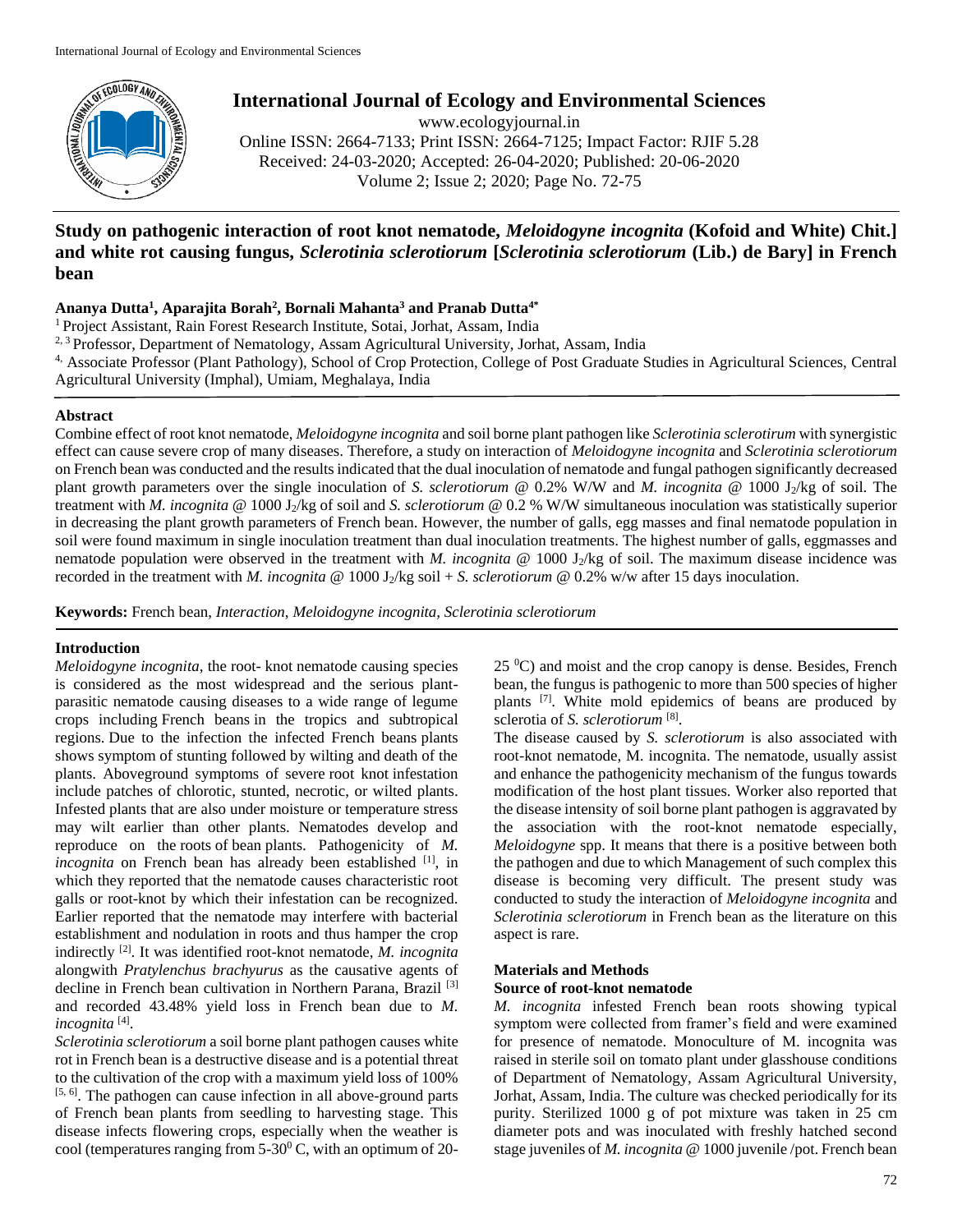# Study on pathogenic interaction of root knot nematode, *Meloidogyne incognita* (Kofoid and White) Chit.] and white rot causing fungus, *Sclerotinia sclerotiorum* [*Sclerotinia sclerotiorum* (Lib.) de Bary] in French bean

**Ananya Dutta[1], Aparajita Borah[2], Bornali Mahanta[3] and Pranab Dutta[4*]**

[1] Project Assistant, Rain Forest Research Institute, Sotai, Jorhat, Assam, India

[2, 3] Professor, Department of Nematology, Assam Agricultural University, Jorhat, Assam, India

[4,] Associate Professor (Plant Pathology), School of Crop Protection, College of Post Graduate Studies in Agricultural Sciences, Central Agricultural University (Imphal), Umiam, Meghalaya, India

## Abstract

Combine effect of root knot nematode, *Meloidogyne incognita* and soil borne plant pathogen like *Sclerotinia sclerotirum* with synergistic effect can cause severe crop of many diseases. Therefore, a study on interaction of *Meloidogyne incognita* and *Sclerotinia sclerotiorum* on French bean was conducted and the results indicated that the dual inoculation of nematode and fungal pathogen significantly decreased plant growth parameters over the single inoculation of *S. sclerotiorum* @ 0.2% W/W and *M. incognita* @ 1000 $J_2$/kg of soil. The treatment with *M. incognita* @ 1000 $J_2$/kg of soil and *S. sclerotiorum* @ 0.2 % W/W simultaneous inoculation was statistically superior in decreasing the plant growth parameters of French bean. However, the number of galls, egg masses and final nematode population in soil were found maximum in single inoculation treatment than dual inoculation treatments. The highest number of galls, eggmasses and nematode population were observed in the treatment with *M. incognita* @ 1000 $J_2$/kg of soil. The maximum disease incidence was recorded in the treatment with *M. incognita* @ 1000 $J_2$/kg soil + *S. sclerotiorum* @ 0.2% w/w after 15 days inoculation.

**Keywords:** French bean, *Interaction*, *Meloidogyne incognita, Sclerotinia sclerotiorum*

## Introduction

*Meloidogyne incognita,* the root- knot nematode causing species is considered as the most widespread and the serious plant-parasitic nematode causing diseases to a wide range of legume crops including French beans in the tropics and subtropical regions. Due to the infection the infected French beans plants shows symptom of stunting followed by wilting and death of the plants. Aboveground symptoms of severe root knot infestation include patches of chlorotic, stunted, necrotic, or wilted plants. Infested plants that are also under moisture or temperature stress may wilt earlier than other plants. Nematodes develop and reproduce on the roots of bean plants. Pathogenicity of *M. incognita* on French bean has already been established [1], in which they reported that the nematode causes characteristic root galls or root-knot by which their infestation can be recognized. Earlier reported that the nematode may interfere with bacterial establishment and nodulation in roots and thus hamper the crop indirectly [2]. It was identified root-knot nematode, *M. incognita* alongwith *Pratylenchus brachyurus* as the causative agents of decline in French bean cultivation in Northern Parana, Brazil [3] and recorded 43.48% yield loss in French bean due to *M. incognita* [4].

*Sclerotinia sclerotiorum* a soil borne plant pathogen causes white rot in French bean is a destructive disease and is a potential threat to the cultivation of the crop with a maximum yield loss of 100% [5, 6]. The pathogen can cause infection in all above-ground parts of French bean plants from seedling to harvesting stage. This disease infects flowering crops, especially when the weather is cool (temperatures ranging from 5-30$^0$ C, with an optimum of 20-25 $^0$C) and moist and the crop canopy is dense. Besides, French bean, the fungus is pathogenic to more than 500 species of higher plants [7]. White mold epidemics of beans are produced by sclerotia of *S. sclerotiorum* [8].

The disease caused by *S. sclerotiorum* is also associated with root-knot nematode, M. incognita. The nematode, usually assist and enhance the pathogenicity mechanism of the fungus towards modification of the host plant tissues. Worker also reported that the disease intensity of soil borne plant pathogen is aggravated by the association with the root-knot nematode especially, *Meloidogyne* spp. It means that there is a positive between both the pathogen and due to which Management of such complex this disease is becoming very difficult. The present study was conducted to study the interaction of *Meloidogyne incognita* and *Sclerotinia sclerotiorum* in French bean as the literature on this aspect is rare.

## Materials and Methods

### Source of root-knot nematode

*M. incognita* infested French bean roots showing typical symptom were collected from framer's field and were examined for presence of nematode. Monoculture of M. incognita was raised in sterile soil on tomato plant under glasshouse conditions of Department of Nematology, Assam Agricultural University, Jorhat, Assam, India. The culture was checked periodically for its purity. Sterilized 1000 g of pot mixture was taken in 25 cm diameter pots and was inoculated with freshly hatched second stage juveniles of *M. incognita* @ 1000 juvenile /pot. French bean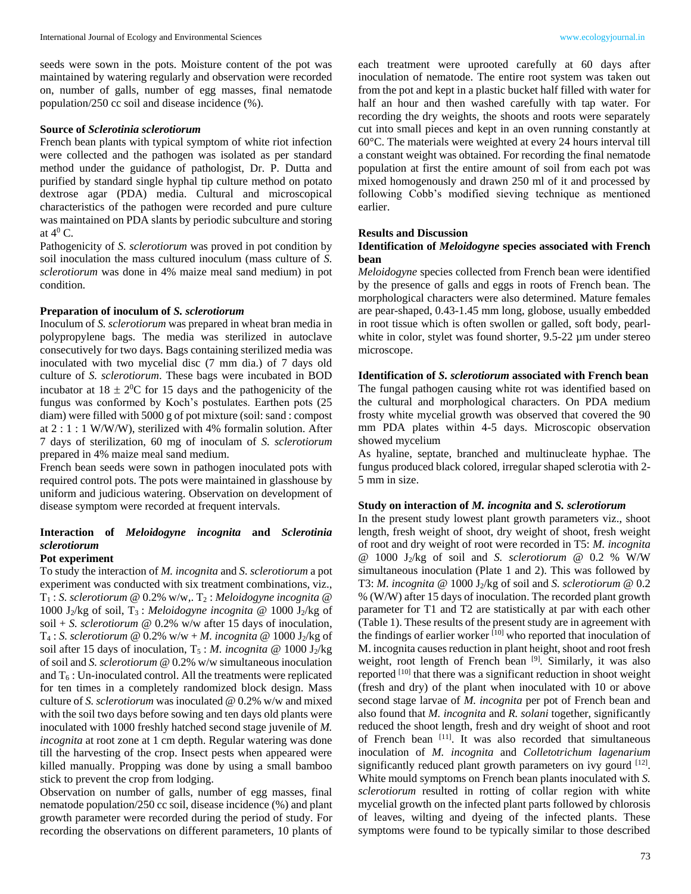seeds were sown in the pots. Moisture content of the pot was maintained by watering regularly and observation were recorded on, number of galls, number of egg masses, final nematode population/250 cc soil and disease incidence (%).

**Source of *Sclerotinia sclerotiorum***

French bean plants with typical symptom of white riot infection were collected and the pathogen was isolated as per standard method under the guidance of pathologist, Dr. P. Dutta and purified by standard single hyphal tip culture method on potato dextrose agar (PDA) media. Cultural and microscopical characteristics of the pathogen were recorded and pure culture was maintained on PDA slants by periodic subculture and storing at $4^0$ C.

Pathogenicity of *S. sclerotiorum* was proved in pot condition by soil inoculation the mass cultured inoculum (mass culture of *S. sclerotiorum* was done in 4% maize meal sand medium) in pot condition.

**Preparation of inoculum of *S. sclerotiorum***

Inoculum of *S. sclerotiorum* was prepared in wheat bran media in polypropylene bags. The media was sterilized in autoclave consecutively for two days. Bags containing sterilized media was inoculated with two mycelial disc (7 mm dia.) of 7 days old culture of *S. sclerotiorum*. These bags were incubated in BOD incubator at $18 \pm 2^0$C for 15 days and the pathogenicity of the fungus was conformed by Koch's postulates. Earthen pots (25 diam) were filled with 5000 g of pot mixture (soil: sand : compost at 2 : 1 : 1 W/W/W), sterilized with 4% formalin solution. After 7 days of sterilization, 60 mg of inoculam of *S. sclerotiorum* prepared in 4% maize meal sand medium.

French bean seeds were sown in pathogen inoculated pots with required control pots. The pots were maintained in glasshouse by uniform and judicious watering. Observation on development of disease symptom were recorded at frequent intervals.

**Interaction of *Meloidogyne incognita* and *Sclerotinia sclerotiorum***

**Pot experiment**

To study the interaction of *M. incognita* and *S. sclerotiorum* a pot experiment was conducted with six treatment combinations, viz., $T_1$ : *S. sclerotiorum* @ 0.2% w/w,. $T_2$ : *Meloidogyne incognita* @ 1000 $J_2$/kg of soil, $T_3$ : *Meloidogyne incognita* @ 1000 $J_2$/kg of soil + *S. sclerotiorum* @ 0.2% w/w after 15 days of inoculation, $T_4$ : *S. sclerotiorum* @ 0.2% w/w + *M. incognita* @ 1000 $J_2$/kg of soil after 15 days of inoculation, $T_5$ : *M. incognita* @ 1000 $J_2$/kg of soil and *S. sclerotiorum* @ 0.2% w/w simultaneous inoculation and $T_6$ : Un-inoculated control. All the treatments were replicated for ten times in a completely randomized block design. Mass culture of *S. sclerotiorum* was inoculated @ 0.2% w/w and mixed with the soil two days before sowing and ten days old plants were inoculated with 1000 freshly hatched second stage juvenile of *M. incognita* at root zone at 1 cm depth. Regular watering was done till the harvesting of the crop. Insect pests when appeared were killed manually. Propping was done by using a small bamboo stick to prevent the crop from lodging.

Observation on number of galls, number of egg masses, final nematode population/250 cc soil, disease incidence (%) and plant growth parameter were recorded during the period of study. For recording the observations on different parameters, 10 plants of each treatment were uprooted carefully at 60 days after inoculation of nematode. The entire root system was taken out from the pot and kept in a plastic bucket half filled with water for half an hour and then washed carefully with tap water. For recording the dry weights, the shoots and roots were separately cut into small pieces and kept in an oven running constantly at 60°C. The materials were weighted at every 24 hours interval till a constant weight was obtained. For recording the final nematode population at first the entire amount of soil from each pot was mixed homogenously and drawn 250 ml of it and processed by following Cobb's modified sieving technique as mentioned earlier.

## Results and Discussion

**Identification of *Meloidogyne* species associated with French bean**

*Meloidogyne* species collected from French bean were identified by the presence of galls and eggs in roots of French bean. The morphological characters were also determined. Mature females are pear-shaped, 0.43-1.45 mm long, globose, usually embedded in root tissue which is often swollen or galled, soft body, pearl-white in color, stylet was found shorter, 9.5-22 µm under stereo microscope.

**Identification of *S. sclerotiorum* associated with French bean**

The fungal pathogen causing white rot was identified based on the cultural and morphological characters. On PDA medium frosty white mycelial growth was observed that covered the 90 mm PDA plates within 4-5 days. Microscopic observation showed mycelium

As hyaline, septate, branched and multinucleate hyphae. The fungus produced black colored, irregular shaped sclerotia with 2-5 mm in size.

**Study on interaction of *M. incognita* and *S. sclerotiorum***

In the present study lowest plant growth parameters viz., shoot length, fresh weight of shoot, dry weight of shoot, fresh weight of root and dry weight of root were recorded in T5: *M. incognita* @ 1000 $J_2$/kg of soil and *S. sclerotiorum* @ 0.2 % W/W simultaneous inoculation (Plate 1 and 2). This was followed by T3: *M. incognita* @ 1000 $J_2$/kg of soil and *S. sclerotiorum* @ 0.2 % (W/W) after 15 days of inoculation. The recorded plant growth parameter for T1 and T2 are statistically at par with each other (Table 1). These results of the present study are in agreement with the findings of earlier worker [10] who reported that inoculation of M. incognita causes reduction in plant height, shoot and root fresh weight, root length of French bean [9]. Similarly, it was also reported [10] that there was a significant reduction in shoot weight (fresh and dry) of the plant when inoculated with 10 or above second stage larvae of *M. incognita* per pot of French bean and also found that *M. incognita* and *R. solani* together, significantly reduced the shoot length, fresh and dry weight of shoot and root of French bean [11]. It was also recorded that simultaneous inoculation of *M. incognita* and *Colletotrichum lagenarium* significantly reduced plant growth parameters on ivy gourd [12]. White mould symptoms on French bean plants inoculated with *S. sclerotiorum* resulted in rotting of collar region with white mycelial growth on the infected plant parts followed by chlorosis of leaves, wilting and dyeing of the infected plants. These symptoms were found to be typically similar to those described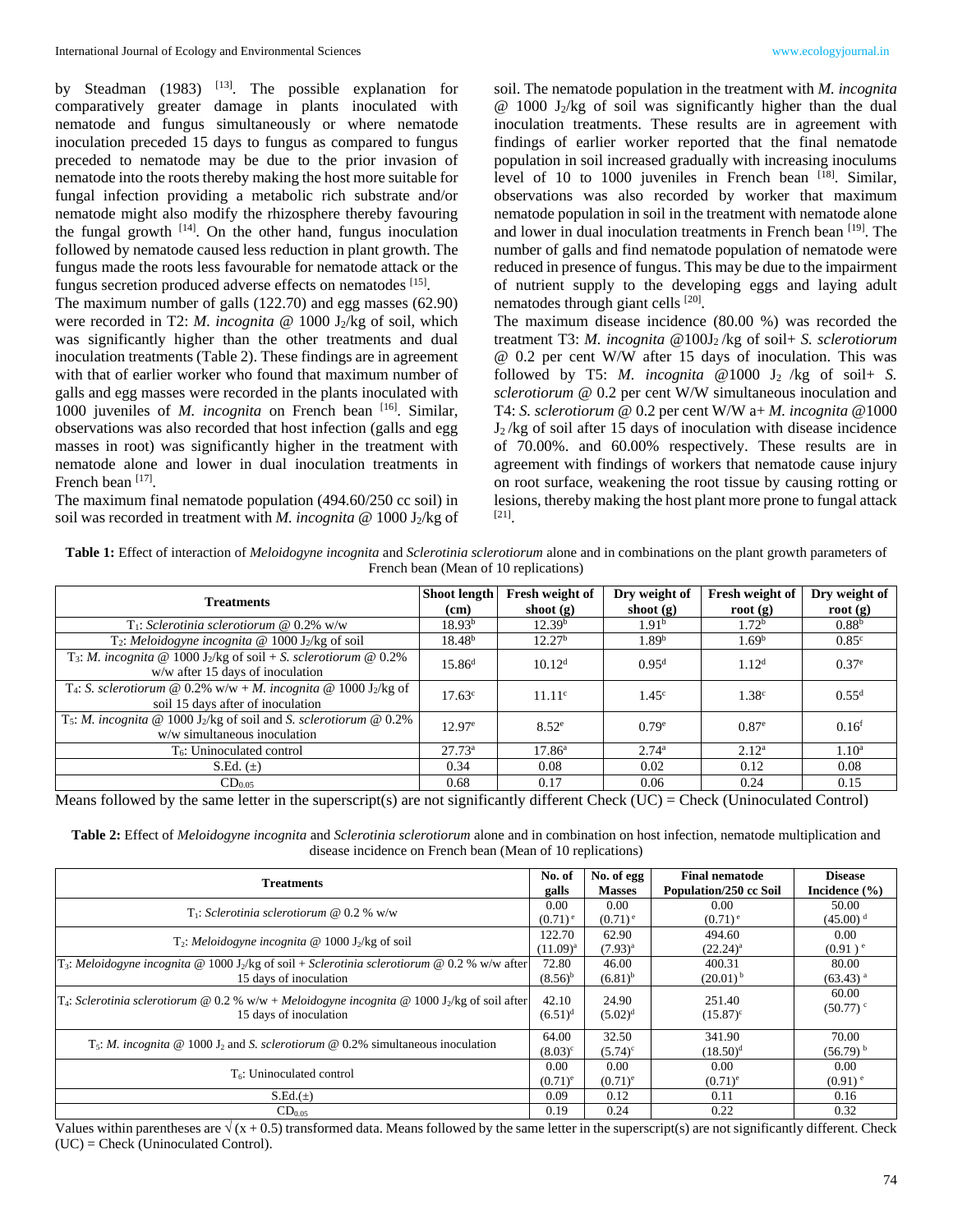by Steadman (1983) [13]. The possible explanation for comparatively greater damage in plants inoculated with nematode and fungus simultaneously or where nematode inoculation preceded 15 days to fungus as compared to fungus preceded to nematode may be due to the prior invasion of nematode into the roots thereby making the host more suitable for fungal infection providing a metabolic rich substrate and/or nematode might also modify the rhizosphere thereby favouring the fungal growth [14]. On the other hand, fungus inoculation followed by nematode caused less reduction in plant growth. The fungus made the roots less favourable for nematode attack or the fungus secretion produced adverse effects on nematodes [15].

The maximum number of galls (122.70) and egg masses (62.90) were recorded in T2: *M. incognita* @ 1000 $J_2$/kg of soil, which was significantly higher than the other treatments and dual inoculation treatments (Table 2). These findings are in agreement with that of earlier worker who found that maximum number of galls and egg masses were recorded in the plants inoculated with 1000 juveniles of *M. incognita* on French bean [16]. Similar, observations was also recorded that host infection (galls and egg masses in root) was significantly higher in the treatment with nematode alone and lower in dual inoculation treatments in French bean [17].

The maximum final nematode population (494.60/250 cc soil) in soil was recorded in treatment with *M. incognita* @ 1000 $J_2$/kg of soil. The nematode population in the treatment with *M. incognita* @ 1000 $J_2$/kg of soil was significantly higher than the dual inoculation treatments. These results are in agreement with findings of earlier worker reported that the final nematode population in soil increased gradually with increasing inoculums level of 10 to 1000 juveniles in French bean [18]. Similar, observations was also recorded by worker that maximum nematode population in soil in the treatment with nematode alone and lower in dual inoculation treatments in French bean [19]. The number of galls and find nematode population of nematode were reduced in presence of fungus. This may be due to the impairment of nutrient supply to the developing eggs and laying adult nematodes through giant cells [20].

The maximum disease incidence (80.00 %) was recorded the treatment T3: *M. incognita* @100$J_2$ /kg of soil+ *S. sclerotiorum* @ 0.2 per cent W/W after 15 days of inoculation. This was followed by T5: *M. incognita* @1000 $J_2$ /kg of soil+ *S. sclerotiorum* @ 0.2 per cent W/W simultaneous inoculation and T4: *S. sclerotiorum* @ 0.2 per cent W/W a+ *M. incognita* @1000 $J_2$ /kg of soil after 15 days of inoculation with disease incidence of 70.00%. and 60.00% respectively. These results are in agreement with findings of workers that nematode cause injury on root surface, weakening the root tissue by causing rotting or lesions, thereby making the host plant more prone to fungal attack [21].

**Table 1:** Effect of interaction of *Meloidogyne incognita* and *Sclerotinia sclerotiorum* alone and in combinations on the plant growth parameters of French bean (Mean of 10 replications)

| Treatments | Shoot length (cm) | Fresh weight of shoot (g) | Dry weight of shoot (g) | Fresh weight of root (g) | Dry weight of root (g) |
|---|---|---|---|---|---|
| $T_1$: *Sclerotinia sclerotiorum* @ 0.2% w/w | $18.93^b$ | $12.39^b$ | $1.91^b$ | $1.72^b$ | $0.88^b$ |
| $T_2$: *Meloidogyne incognita* @ 1000 $J_2$/kg of soil | $18.48^b$ | $12.27^b$ | $1.89^b$ | $1.69^b$ | $0.85^c$ |
| $T_3$: *M. incognita* @ 1000 $J_2$/kg of soil + *S. sclerotiorum* @ 0.2% w/w after 15 days of inoculation | $15.86^d$ | $10.12^d$ | $0.95^d$ | $1.12^d$ | $0.37^e$ |
| $T_4$: *S. sclerotiorum* @ 0.2% w/w + *M. incognita* @ 1000 $J_2$/kg of soil 15 days after of inoculation | $17.63^c$ | $11.11^c$ | $1.45^c$ | $1.38^c$ | $0.55^d$ |
| $T_5$: *M. incognita* @ 1000 $J_2$/kg of soil and *S. sclerotiorum* @ 0.2% w/w simultaneous inoculation | $12.97^e$ | $8.52^e$ | $0.79^e$ | $0.87^e$ | $0.16^f$ |
| $T_6$: Uninoculated control | $27.73^a$ | $17.86^a$ | $2.74^a$ | $2.12^a$ | $1.10^a$ |
| S.Ed. (±) | 0.34 | 0.08 | 0.02 | 0.12 | 0.08 |
| $CD_{0.05}$ | 0.68 | 0.17 | 0.06 | 0.24 | 0.15 |

Means followed by the same letter in the superscript(s) are not significantly different Check (UC) = Check (Uninoculated Control)

**Table 2:** Effect of *Meloidogyne incognita* and *Sclerotinia sclerotiorum* alone and in combination on host infection, nematode multiplication and disease incidence on French bean (Mean of 10 replications)

| Treatments | No. of galls | No. of egg Masses | Final nematode Population/250 cc Soil | Disease Incidence (%) |
|---|---|---|---|---|
| $T_1$: *Sclerotinia sclerotiorum* @ 0.2 % w/w | 0.00 $(0.71)^e$ | 0.00 $(0.71)^e$ | 0.00 $(0.71)^e$ | 50.00 $(45.00)^d$ |
| $T_2$: *Meloidogyne incognita* @ 1000 $J_2$/kg of soil | 122.70 $(11.09)^a$ | 62.90 $(7.93)^a$ | 494.60 $(22.24)^a$ | 0.00 $(0.91)^e$ |
| $T_3$: *Meloidogyne incognita* @ 1000 $J_2$/kg of soil + *Sclerotinia sclerotiorum* @ 0.2 % w/w after 15 days of inoculation | 72.80 $(8.56)^b$ | 46.00 $(6.81)^b$ | 400.31 $(20.01)^b$ | 80.00 $(63.43)^a$ |
| $T_4$: *Sclerotinia sclerotiorum* @ 0.2 % w/w + *Meloidogyne incognita* @ 1000 $J_2$/kg of soil after 15 days of inoculation | 42.10 $(6.51)^d$ | 24.90 $(5.02)^d$ | 251.40 $(15.87)^c$ | 60.00 $(50.77)^c$ |
| $T_5$: *M. incognita* @ 1000 $J_2$ and *S. sclerotiorum* @ 0.2% simultaneous inoculation | 64.00 $(8.03)^c$ | 32.50 $(5.74)^c$ | 341.90 $(18.50)^d$ | 70.00 $(56.79)^b$ |
| $T_6$: Uninoculated control | 0.00 $(0.71)^e$ | 0.00 $(0.71)^e$ | 0.00 $(0.71)^e$ | 0.00 $(0.91)^e$ |
| S.Ed.(±) | 0.09 | 0.12 | 0.11 | 0.16 |
| $CD_{0.05}$ | 0.19 | 0.24 | 0.22 | 0.32 |

Values within parentheses are $\sqrt{(x + 0.5)}$ transformed data. Means followed by the same letter in the superscript(s) are not significantly different. Check (UC) = Check (Uninoculated Control).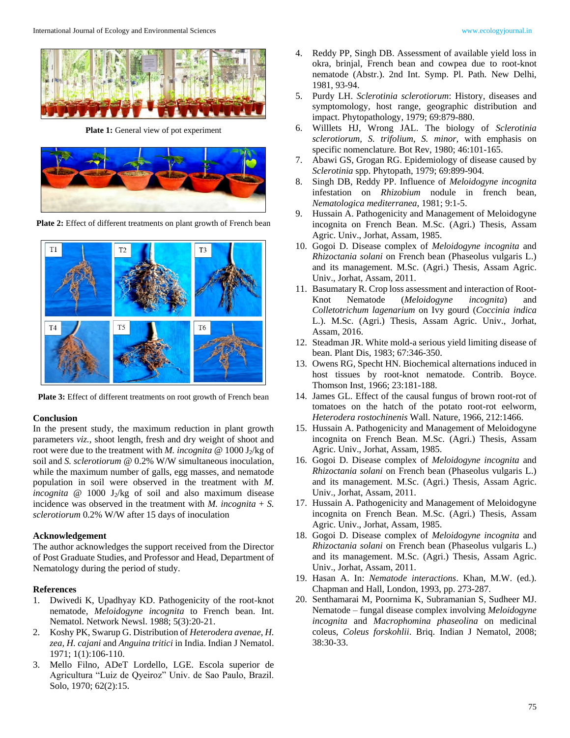Plate 1: General view of pot experiment

Plate 2: Effect of different treatments on plant growth of French bean

T1 T2 T3 T4 T5 T6

Plate 3: Effect of different treatments on root growth of French bean

## Conclusion

In the present study, the maximum reduction in plant growth parameters *viz.*, shoot length, fresh and dry weight of shoot and root were due to the treatment with *M. incognita* @ 1000 $J_2$/kg of soil and *S. sclerotiorum* @ 0.2% W/W simultaneous inoculation, while the maximum number of galls, egg masses, and nematode population in soil were observed in the treatment with *M. incognita* @ 1000 $J_2$/kg of soil and also maximum disease incidence was observed in the treatment with *M. incognita* + *S. sclerotiorum* 0.2% W/W after 15 days of inoculation

## Acknowledgement

The author acknowledges the support received from the Director of Post Graduate Studies, and Professor and Head, Department of Nematology during the period of study.

## References

1. Dwivedi K, Upadhyay KD. Pathogenicity of the root-knot nematode, *Meloidogyne incognita* to French bean. Int. Nematol. Network Newsl. 1988; 5(3):20-21.
2. Koshy PK, Swarup G. Distribution of *Heterodera avenae*, *H. zea*, *H. cajani* and *Anguina tritici* in India. Indian J Nematol. 1971; 1(1):106-110.
3. Mello Filno, ADeT Lordello, LGE. Escola superior de Agricultura "Luiz de Qyeiroz" Univ. de Sao Paulo, Brazil. Solo, 1970; 62(2):15.
4. Reddy PP, Singh DB. Assessment of available yield loss in okra, brinjal, French bean and cowpea due to root-knot nematode (Abstr.). 2nd Int. Symp. Pl. Path. New Delhi, 1981, 93-94.
5. Purdy LH. *Sclerotinia sclerotiorum*: History, diseases and symptomology, host range, geographic distribution and impact. Phytopathology, 1979; 69:879-880.
6. Willlets HJ, Wrong JAL. The biology of *Sclerotinia sclerotiorum, S. trifolium, S. minor,* with emphasis on specific nomenclature*.* Bot Rev, 1980; 46:101-165.
7. Abawi GS, Grogan RG. Epidemiology of disease caused by *Sclerotinia* spp. Phytopath, 1979; 69:899-904.
8. Singh DB, Reddy PP. Influence of *Meloidogyne incognita* infestation on *Rhizobium* nodule in french bean, *Nematologica mediterranea*, 1981; 9:1-5.
9. Hussain A. Pathogenicity and Management of Meloidogyne incognita on French Bean. M.Sc. (Agri.) Thesis, Assam Agric. Univ., Jorhat, Assam, 1985.
10. Gogoi D. Disease complex of *Meloidogyne incognita* and *Rhizoctania solani* on French bean (Phaseolus vulgaris L.) and its management. M.Sc. (Agri.) Thesis, Assam Agric. Univ., Jorhat, Assam, 2011.
11. Basumatary R. Crop loss assessment and interaction of Root-Knot Nematode (*Meloidogyne incognita*) and *Colletotrichum lagenarium* on Ivy gourd (*Coccinia indica* L.). M.Sc. (Agri.) Thesis, Assam Agric. Univ., Jorhat, Assam, 2016.
12. Steadman JR. White mold-a serious yield limiting disease of bean. Plant Dis, 1983; 67:346-350.
13. Owens RG, Specht HN. Biochemical alternations induced in host tissues by root-knot nematode. Contrib. Boyce. Thomson Inst, 1966; 23:181-188.
14. James GL. Effect of the causal fungus of brown root-rot of tomatoes on the hatch of the potato root-rot eelworm, *Heterodera rostochinensis* Wall. Nature, 1966, 212:1466.
15. Hussain A. Pathogenicity and Management of Meloidogyne incognita on French Bean. M.Sc. (Agri.) Thesis, Assam Agric. Univ., Jorhat, Assam, 1985.
16. Gogoi D. Disease complex of *Meloidogyne incognita* and *Rhizoctania solani* on French bean (Phaseolus vulgaris L.) and its management. M.Sc. (Agri.) Thesis, Assam Agric. Univ., Jorhat, Assam, 2011.
17. Hussain A. Pathogenicity and Management of Meloidogyne incognita on French Bean. M.Sc. (Agri.) Thesis, Assam Agric. Univ., Jorhat, Assam, 1985.
18. Gogoi D. Disease complex of *Meloidogyne incognita* and *Rhizoctania solani* on French bean (Phaseolus vulgaris L.) and its management. M.Sc. (Agri.) Thesis, Assam Agric. Univ., Jorhat, Assam, 2011.
19. Hasan A. In: *Nematode interactions*. Khan, M.W. (ed.). Chapman and Hall, London, 1993, pp. 273-287.
20. Senthamarai M, Poornima K, Subramanian S, Sudheer MJ. Nematode – fungal disease complex involving *Meloidogyne incognita* and *Macrophomina phaseolina* on medicinal coleus, *Coleus forskohlii*. Briq. Indian J Nematol, 2008; 38:30-33.